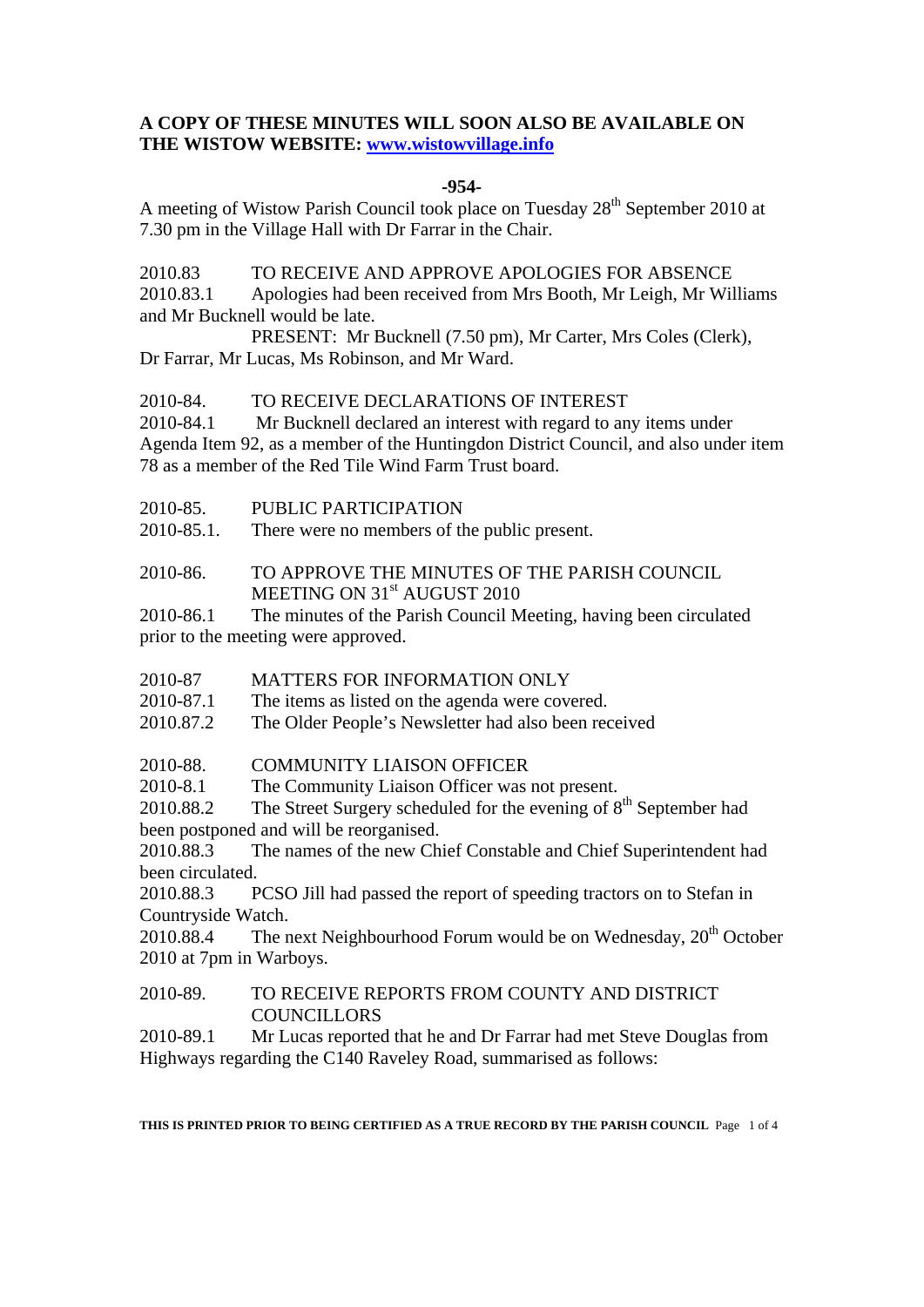**A COPY OF THESE MINUTES WILL SOON ALSO BE AVAILABLE ON THE WISTOW WEBSITE: [www.wistowvillage.info](http://www.wistowvillage.info)**

**-954-**

A meeting of Wistow Parish Council took place on Tuesday 28th September 2010 at 7.30 pm in the Village Hall with Dr Farrar in the Chair.

2010.83 TO RECEIVE AND APPROVE APOLOGIES FOR ABSENCE

2010.83.1 Apologies had been received from Mrs Booth, Mr Leigh, Mr Williams and Mr Bucknell would be late.

PRESENT: Mr Bucknell (7.50 pm), Mr Carter, Mrs Coles (Clerk), Dr Farrar, Mr Lucas, Ms Robinson, and Mr Ward.

2010-84. TO RECEIVE DECLARATIONS OF INTEREST

2010-84.1 Mr Bucknell declared an interest with regard to any items under Agenda Item 92, as a member of the Huntingdon District Council, and also under item 78 as a member of the Red Tile Wind Farm Trust board.

2010-85. PUBLIC PARTICIPATION

2010-85.1. There were no members of the public present.

2010-86. TO APPROVE THE MINUTES OF THE PARISH COUNCIL MEETING ON 31st AUGUST 2010

2010-86.1 The minutes of the Parish Council Meeting, having been circulated prior to the meeting were approved.

2010-87 MATTERS FOR INFORMATION ONLY

2010-87.1 The items as listed on the agenda were covered.

2010.87.2 The Older People's Newsletter had also been received

2010-88. COMMUNITY LIAISON OFFICER

2010-8.1 The Community Liaison Officer was not present.

2010.88.2 The Street Surgery scheduled for the evening of 8th September had been postponed and will be reorganised.

2010.88.3 The names of the new Chief Constable and Chief Superintendent had been circulated.

2010.88.3 PCSO Jill had passed the report of speeding tractors on to Stefan in Countryside Watch.

2010.88.4 The next Neighbourhood Forum would be on Wednesday, 20th October 2010 at 7pm in Warboys.

2010-89. TO RECEIVE REPORTS FROM COUNTY AND DISTRICT COUNCILLORS

2010-89.1 Mr Lucas reported that he and Dr Farrar had met Steve Douglas from Highways regarding the C140 Raveley Road, summarised as follows: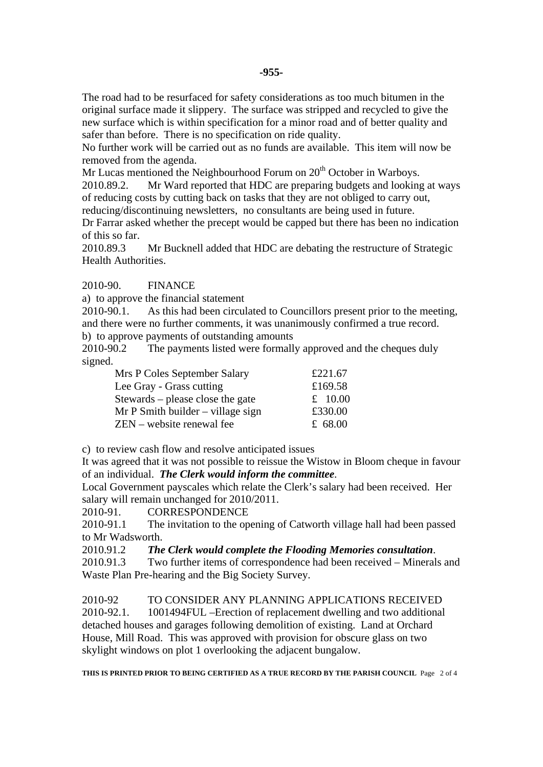-955-

The road had to be resurfaced for safety considerations as too much bitumen in the original surface made it slippery. The surface was stripped and recycled to give the new surface which is within specification for a minor road and of better quality and safer than before. There is no specification on ride quality.

No further work will be carried out as no funds are available. This item will now be removed from the agenda.

Mr Lucas mentioned the Neighbourhood Forum on 20th October in Warboys.

2010.89.2. Mr Ward reported that HDC are preparing budgets and looking at ways of reducing costs by cutting back on tasks that they are not obliged to carry out, reducing/discontinuing newsletters, no consultants are being used in future.

Dr Farrar asked whether the precept would be capped but there has been no indication of this so far.

2010.89.3 Mr Bucknell added that HDC are debating the restructure of Strategic Health Authorities.

2010-90. FINANCE

a) to approve the financial statement

2010-90.1. As this had been circulated to Councillors present prior to the meeting, and there were no further comments, it was unanimously confirmed a true record.

b) to approve payments of outstanding amounts

2010-90.2 The payments listed were formally approved and the cheques duly signed.

| | |
|---|---|
| Mrs P Coles September Salary | £221.67 |
| Lee Gray - Grass cutting | £169.58 |
| Stewards – please close the gate | £ 10.00 |
| Mr P Smith builder – village sign | £330.00 |
| ZEN – website renewal fee | £ 68.00 |

c) to review cash flow and resolve anticipated issues

It was agreed that it was not possible to reissue the Wistow in Bloom cheque in favour of an individual. ***The Clerk would inform the committee***.

Local Government payscales which relate the Clerk's salary had been received. Her salary will remain unchanged for 2010/2011.

2010-91. CORRESPONDENCE

2010-91.1 The invitation to the opening of Catworth village hall had been passed to Mr Wadsworth.

2010.91.2 ***The Clerk would complete the Flooding Memories consultation***.

2010.91.3 Two further items of correspondence had been received – Minerals and Waste Plan Pre-hearing and the Big Society Survey.

2010-92 TO CONSIDER ANY PLANNING APPLICATIONS RECEIVED

2010-92.1. 1001494FUL –Erection of replacement dwelling and two additional detached houses and garages following demolition of existing. Land at Orchard House, Mill Road. This was approved with provision for obscure glass on two skylight windows on plot 1 overlooking the adjacent bungalow.

**THIS IS PRINTED PRIOR TO BEING CERTIFIED AS A TRUE RECORD BY THE PARISH COUNCIL**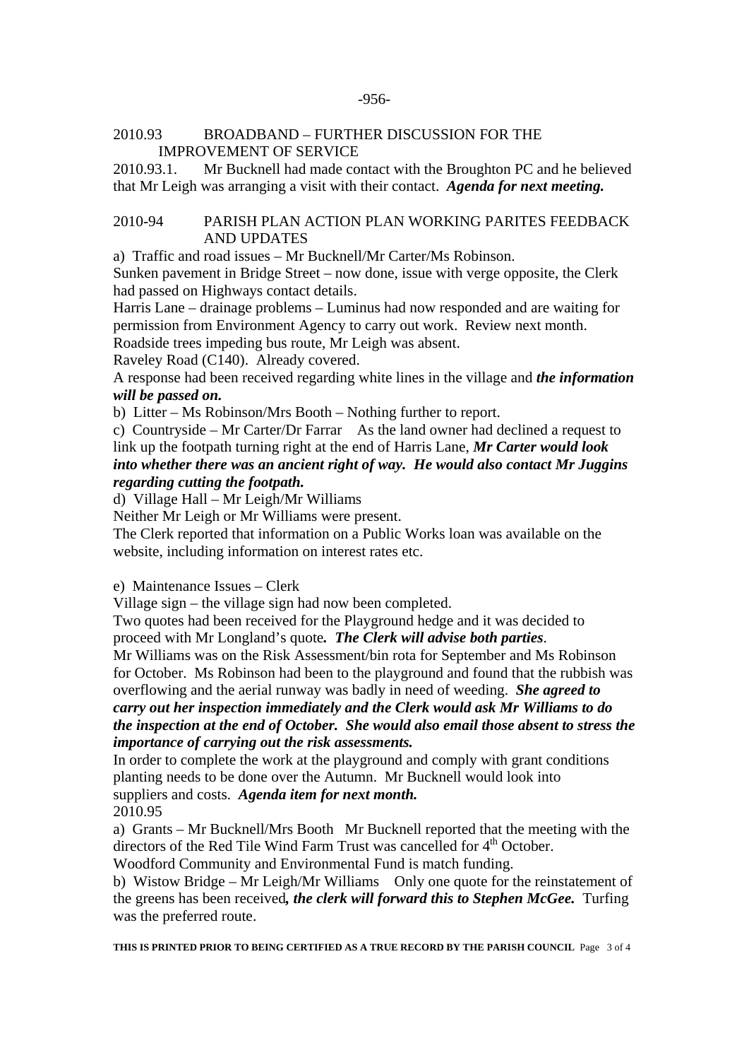2010.93 BROADBAND – FURTHER DISCUSSION FOR THE IMPROVEMENT OF SERVICE

2010.93.1. Mr Bucknell had made contact with the Broughton PC and he believed that Mr Leigh was arranging a visit with their contact. ***Agenda for next meeting.***

2010-94 PARISH PLAN ACTION PLAN WORKING PARITES FEEDBACK AND UPDATES

a) Traffic and road issues – Mr Bucknell/Mr Carter/Ms Robinson.

Sunken pavement in Bridge Street – now done, issue with verge opposite, the Clerk had passed on Highways contact details.

Harris Lane – drainage problems – Luminus had now responded and are waiting for permission from Environment Agency to carry out work. Review next month.

Roadside trees impeding bus route, Mr Leigh was absent.

Raveley Road (C140). Already covered.

A response had been received regarding white lines in the village and ***the information will be passed on.***

b) Litter – Ms Robinson/Mrs Booth – Nothing further to report.

c) Countryside – Mr Carter/Dr Farrar As the land owner had declined a request to link up the footpath turning right at the end of Harris Lane, ***Mr Carter would look into whether there was an ancient right of way. He would also contact Mr Juggins regarding cutting the footpath.***

d) Village Hall – Mr Leigh/Mr Williams

Neither Mr Leigh or Mr Williams were present.

The Clerk reported that information on a Public Works loan was available on the website, including information on interest rates etc.

e) Maintenance Issues – Clerk

Village sign – the village sign had now been completed.

Two quotes had been received for the Playground hedge and it was decided to proceed with Mr Longland's quote***. The Clerk will advise both parties***.

Mr Williams was on the Risk Assessment/bin rota for September and Ms Robinson for October. Ms Robinson had been to the playground and found that the rubbish was overflowing and the aerial runway was badly in need of weeding. ***She agreed to carry out her inspection immediately and the Clerk would ask Mr Williams to do the inspection at the end of October. She would also email those absent to stress the importance of carrying out the risk assessments.***

In order to complete the work at the playground and comply with grant conditions planting needs to be done over the Autumn. Mr Bucknell would look into suppliers and costs. ***Agenda item for next month.***

2010.95

a) Grants – Mr Bucknell/Mrs Booth Mr Bucknell reported that the meeting with the directors of the Red Tile Wind Farm Trust was cancelled for 4th October.

Woodford Community and Environmental Fund is match funding.

b) Wistow Bridge – Mr Leigh/Mr Williams Only one quote for the reinstatement of the greens has been received***, the clerk will forward this to Stephen McGee.*** Turfing was the preferred route.

**THIS IS PRINTED PRIOR TO BEING CERTIFIED AS A TRUE RECORD BY THE PARISH COUNCIL**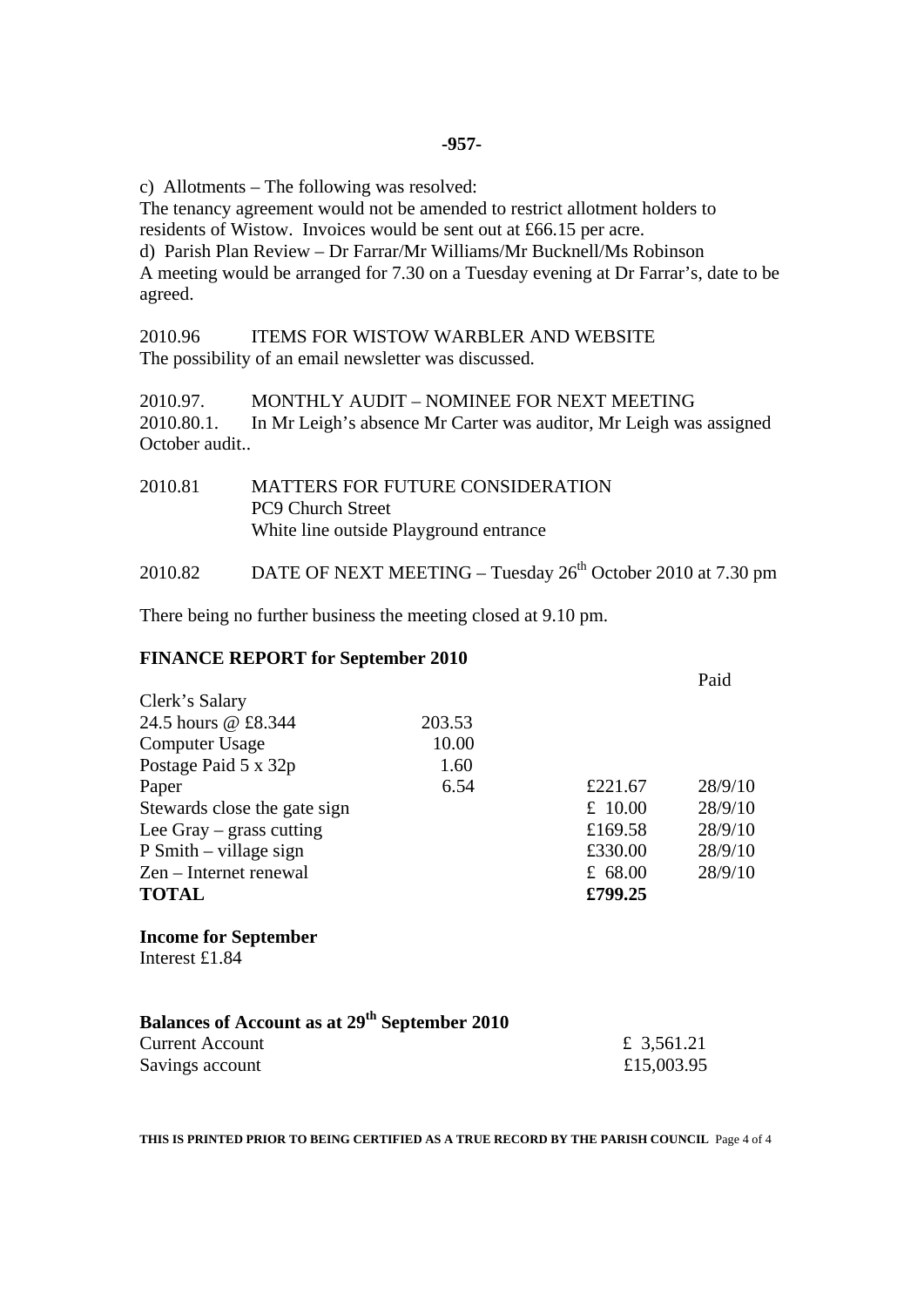c) Allotments – The following was resolved:
The tenancy agreement would not be amended to restrict allotment holders to residents of Wistow. Invoices would be sent out at £66.15 per acre.
d) Parish Plan Review – Dr Farrar/Mr Williams/Mr Bucknell/Ms Robinson
A meeting would be arranged for 7.30 on a Tuesday evening at Dr Farrar's, date to be agreed.

2010.96 ITEMS FOR WISTOW WARBLER AND WEBSITE
The possibility of an email newsletter was discussed.

2010.97. MONTHLY AUDIT – NOMINEE FOR NEXT MEETING
2010.80.1. In Mr Leigh's absence Mr Carter was auditor, Mr Leigh was assigned October audit..

2010.81 MATTERS FOR FUTURE CONSIDERATION
PC9 Church Street
White line outside Playground entrance

2010.82 DATE OF NEXT MEETING – Tuesday 26th October 2010 at 7.30 pm

There being no further business the meeting closed at 9.10 pm.

**FINANCE REPORT for September 2010**

| | | | Paid |
|---|---|---|---|
| Clerk's Salary | | | |
| 24.5 hours @ £8.344 | 203.53 | | |
| Computer Usage | 10.00 | | |
| Postage Paid 5 x 32p | 1.60 | | |
| Paper | 6.54 | £221.67 | 28/9/10 |
| Stewards close the gate sign | | £ 10.00 | 28/9/10 |
| Lee Gray – grass cutting | | £169.58 | 28/9/10 |
| P Smith – village sign | | £330.00 | 28/9/10 |
| Zen – Internet renewal | | £ 68.00 | 28/9/10 |
| **TOTAL** | | **£799.25** | |

**Income for September**
Interest £1.84

**Balances of Account as at 29th September 2010**

| | |
|---|---|
| Current Account | £ 3,561.21 |
| Savings account | £15,003.95 |

THIS IS PRINTED PRIOR TO BEING CERTIFIED AS A TRUE RECORD BY THE PARISH COUNCIL